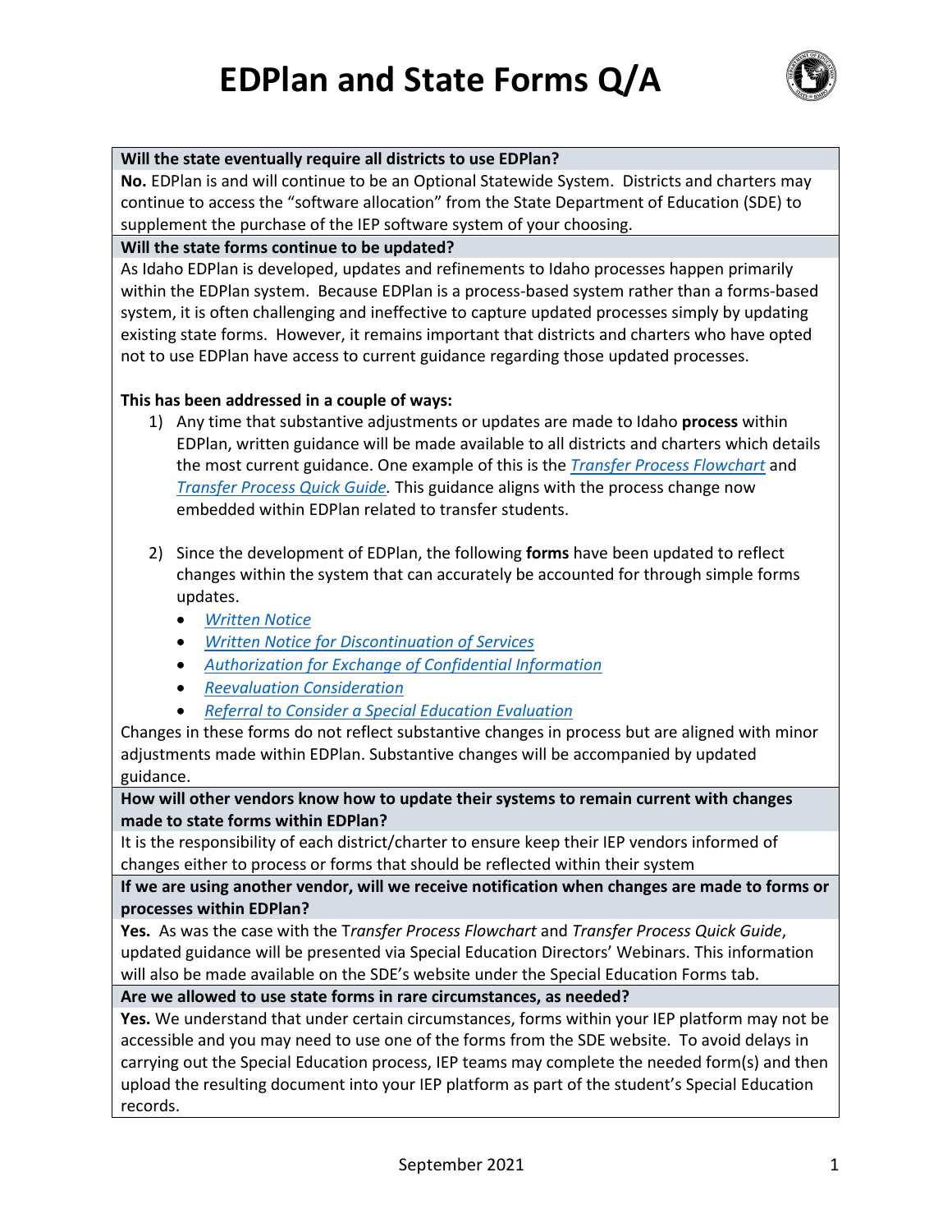# EDPlan and State Forms Q/A

**Will the state eventually require all districts to use EDPlan?**

**No.** EDPlan is and will continue to be an Optional Statewide System. Districts and charters may continue to access the "software allocation" from the State Department of Education (SDE) to supplement the purchase of the IEP software system of your choosing.

**Will the state forms continue to be updated?**

As Idaho EDPlan is developed, updates and refinements to Idaho processes happen primarily within the EDPlan system. Because EDPlan is a process-based system rather than a forms-based system, it is often challenging and ineffective to capture updated processes simply by updating existing state forms. However, it remains important that districts and charters who have opted not to use EDPlan have access to current guidance regarding those updated processes.

**This has been addressed in a couple of ways:**

1) Any time that substantive adjustments or updates are made to Idaho **process** within EDPlan, written guidance will be made available to all districts and charters which details the most current guidance. One example of this is the *Transfer Process Flowchart* and *Transfer Process Quick Guide*. This guidance aligns with the process change now embedded within EDPlan related to transfer students.

2) Since the development of EDPlan, the following **forms** have been updated to reflect changes within the system that can accurately be accounted for through simple forms updates.
   - *Written Notice*
   - *Written Notice for Discontinuation of Services*
   - *Authorization for Exchange of Confidential Information*
   - *Reevaluation Consideration*
   - *Referral to Consider a Special Education Evaluation*

Changes in these forms do not reflect substantive changes in process but are aligned with minor adjustments made within EDPlan. Substantive changes will be accompanied by updated guidance.

**How will other vendors know how to update their systems to remain current with changes made to state forms within EDPlan?**

It is the responsibility of each district/charter to ensure keep their IEP vendors informed of changes either to process or forms that should be reflected within their system

**If we are using another vendor, will we receive notification when changes are made to forms or processes within EDPlan?**

**Yes.** As was the case with the T*ransfer Process Flowchart* and *Transfer Process Quick Guide*, updated guidance will be presented via Special Education Directors' Webinars. This information will also be made available on the SDE's website under the Special Education Forms tab.

**Are we allowed to use state forms in rare circumstances, as needed?**

**Yes.** We understand that under certain circumstances, forms within your IEP platform may not be accessible and you may need to use one of the forms from the SDE website. To avoid delays in carrying out the Special Education process, IEP teams may complete the needed form(s) and then upload the resulting document into your IEP platform as part of the student's Special Education records.

September 2021